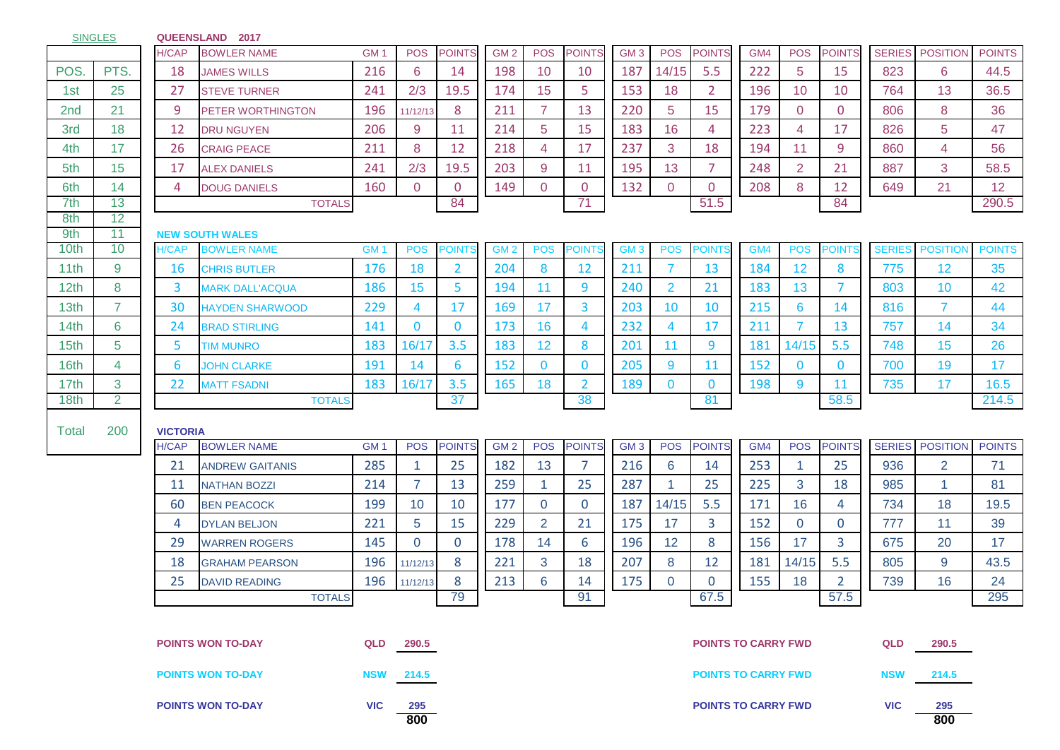SINGLES

| POS. | PTS. |
|---|---|
| 1st | 25 |
| 2nd | 21 |
| 3rd | 18 |
| 4th | 17 |
| 5th | 15 |
| 6th | 14 |
| 7th | 13 |
| 8th | 12 |
| 9th | 11 |
| 10th | 10 |
| 11th | 9 |
| 12th | 8 |
| 13th | 7 |
| 14th | 6 |
| 15th | 5 |
| 16th | 4 |
| 17th | 3 |
| 18th | 2 |
| Total | 200 |

**QUEENSLAND 2017**

| H/CAP | BOWLER NAME | GM 1 | POS | POINTS | GM 2 | POS | POINTS | GM 3 | POS | POINTS | GM4 | POS | POINTS | SERIES | POSITION | POINTS |
|---|---|---|---|---|---|---|---|---|---|---|---|---|---|---|---|---|
| 18 | JAMES WILLS | 216 | 6 | 14 | 198 | 10 | 10 | 187 | 14/15 | 5.5 | 222 | 5 | 15 | 823 | 6 | 44.5 |
| 27 | STEVE TURNER | 241 | 2/3 | 19.5 | 174 | 15 | 5 | 153 | 18 | 2 | 196 | 10 | 10 | 764 | 13 | 36.5 |
| 9 | PETER WORTHINGTON | 196 | 11/12/13 | 8 | 211 | 7 | 13 | 220 | 5 | 15 | 179 | 0 | 0 | 806 | 8 | 36 |
| 12 | DRU NGUYEN | 206 | 9 | 11 | 214 | 5 | 15 | 183 | 16 | 4 | 223 | 4 | 17 | 826 | 5 | 47 |
| 26 | CRAIG PEACE | 211 | 8 | 12 | 218 | 4 | 17 | 237 | 3 | 18 | 194 | 11 | 9 | 860 | 4 | 56 |
| 17 | ALEX DANIELS | 241 | 2/3 | 19.5 | 203 | 9 | 11 | 195 | 13 | 7 | 248 | 2 | 21 | 887 | 3 | 58.5 |
| 4 | DOUG DANIELS | 160 | 0 | 0 | 149 | 0 | 0 | 132 | 0 | 0 | 208 | 8 | 12 | 649 | 21 | 12 |
| | TOTALS | | | 84 | | | 71 | | | 51.5 | | | 84 | | | 290.5 |

**NEW SOUTH WALES**

| H/CAP | BOWLER NAME | GM 1 | POS | POINTS | GM 2 | POS | POINTS | GM 3 | POS | POINTS | GM4 | POS | POINTS | SERIES | POSITION | POINTS |
|---|---|---|---|---|---|---|---|---|---|---|---|---|---|---|---|---|
| 16 | CHRIS BUTLER | 176 | 18 | 2 | 204 | 8 | 12 | 211 | 7 | 13 | 184 | 12 | 8 | 775 | 12 | 35 |
| 3 | MARK DALL'ACQUA | 186 | 15 | 5 | 194 | 11 | 9 | 240 | 2 | 21 | 183 | 13 | 7 | 803 | 10 | 42 |
| 30 | HAYDEN SHARWOOD | 229 | 4 | 17 | 169 | 17 | 3 | 203 | 10 | 10 | 215 | 6 | 14 | 816 | 7 | 44 |
| 24 | BRAD STIRLING | 141 | 0 | 0 | 173 | 16 | 4 | 232 | 4 | 17 | 211 | 7 | 13 | 757 | 14 | 34 |
| 5 | TIM MUNRO | 183 | 16/17 | 3.5 | 183 | 12 | 8 | 201 | 11 | 9 | 181 | 14/15 | 5.5 | 748 | 15 | 26 |
| 6 | JOHN CLARKE | 191 | 14 | 6 | 152 | 0 | 0 | 205 | 9 | 11 | 152 | 0 | 0 | 700 | 19 | 17 |
| 22 | MATT FSADNI | 183 | 16/17 | 3.5 | 165 | 18 | 2 | 189 | 0 | 0 | 198 | 9 | 11 | 735 | 17 | 16.5 |
| | TOTALS | | | 37 | | | 38 | | | 81 | | | 58.5 | | | 214.5 |

**VICTORIA**

| H/CAP | BOWLER NAME | GM 1 | POS | POINTS | GM 2 | POS | POINTS | GM 3 | POS | POINTS | GM4 | POS | POINTS | SERIES | POSITION | POINTS |
|---|---|---|---|---|---|---|---|---|---|---|---|---|---|---|---|---|
| 21 | ANDREW GAITANIS | 285 | 1 | 25 | 182 | 13 | 7 | 216 | 6 | 14 | 253 | 1 | 25 | 936 | 2 | 71 |
| 11 | NATHAN BOZZI | 214 | 7 | 13 | 259 | 1 | 25 | 287 | 1 | 25 | 225 | 3 | 18 | 985 | 1 | 81 |
| 60 | BEN PEACOCK | 199 | 10 | 10 | 177 | 0 | 0 | 187 | 14/15 | 5.5 | 171 | 16 | 4 | 734 | 18 | 19.5 |
| 4 | DYLAN BELJON | 221 | 5 | 15 | 229 | 2 | 21 | 175 | 17 | 3 | 152 | 0 | 0 | 777 | 11 | 39 |
| 29 | WARREN ROGERS | 145 | 0 | 0 | 178 | 14 | 6 | 196 | 12 | 8 | 156 | 17 | 3 | 675 | 20 | 17 |
| 18 | GRAHAM PEARSON | 196 | 11/12/13 | 8 | 221 | 3 | 18 | 207 | 8 | 12 | 181 | 14/15 | 5.5 | 805 | 9 | 43.5 |
| 25 | DAVID READING | 196 | 11/12/13 | 8 | 213 | 6 | 14 | 175 | 0 | 0 | 155 | 18 | 2 | 739 | 16 | 24 |
| | TOTALS | | | 79 | | | 91 | | | 67.5 | | | 57.5 | | | 295 |

| | | |
|---|---|---|
| POINTS WON TO-DAY | QLD | 290.5 |
| POINTS WON TO-DAY | NSW | 214.5 |
| POINTS WON TO-DAY | VIC | 295 |
| | | 800 |

| | | |
|---|---|---|
| POINTS TO CARRY FWD | QLD | 290.5 |
| POINTS TO CARRY FWD | NSW | 214.5 |
| POINTS TO CARRY FWD | VIC | 295 |
| | | 800 |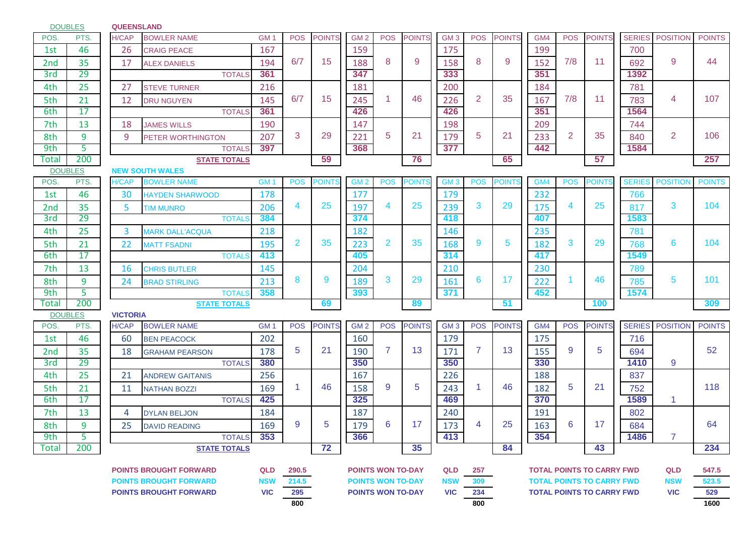## DOUBLES

| POS. | PTS. |
|---|---|
| 1st | 46 |
| 2nd | 35 |
| 3rd | 29 |
| 4th | 25 |
| 5th | 21 |
| 6th | 17 |
| 7th | 13 |
| 8th | 9 |
| 9th | 5 |
| Total | 200 |

### QUEENSLAND

| H/CAP | BOWLER NAME | GM 1 | POS | POINTS | GM 2 | POS | POINTS | GM 3 | POS | POINTS | GM4 | POS | POINTS | SERIES | POSITION | POINTS |
|---|---|---|---|---|---|---|---|---|---|---|---|---|---|---|---|---|
| 26 | CRAIG PEACE | 167 | 6/7 | 15 | 159 | 8 | 9 | 175 | 8 | 9 | 199 | 7/8 | 11 | 700 | 9 | 44 |
| 17 | ALEX DANIELS | 194 | | | 188 | | | 158 | | | 152 | | | 692 | | |
| | TOTALS | 361 | | | 347 | | | 333 | | | 351 | | | 1392 | | |
| 27 | STEVE TURNER | 216 | 6/7 | 15 | 181 | 1 | 46 | 200 | 2 | 35 | 184 | 7/8 | 11 | 781 | 4 | 107 |
| 12 | DRU NGUYEN | 145 | | | 245 | | | 226 | | | 167 | | | 783 | | |
| | TOTALS | 361 | | | 426 | | | 426 | | | 351 | | | 1564 | | |
| 18 | JAMES WILLS | 190 | 3 | 29 | 147 | 5 | 21 | 198 | 5 | 21 | 209 | 2 | 35 | 744 | 2 | 106 |
| 9 | PETER WORTHINGTON | 207 | | | 221 | | | 179 | | | 233 | | | 840 | | |
| | TOTALS | 397 | | | 368 | | | 377 | | | 442 | | | 1584 | | |
| | STATE TOTALS | | | 59 | | | 76 | | | 65 | | | 57 | | | 257 |

### NEW SOUTH WALES

| H/CAP | BOWLER NAME | GM 1 | POS | POINTS | GM 2 | POS | POINTS | GM 3 | POS | POINTS | GM4 | POS | POINTS | SERIES | POSITION | POINTS |
|---|---|---|---|---|---|---|---|---|---|---|---|---|---|---|---|---|
| 30 | HAYDEN SHARWOOD | 178 | 4 | 25 | 177 | 4 | 25 | 179 | 3 | 29 | 232 | 4 | 25 | 766 | 3 | 104 |
| 5 | TIM MUNRO | 206 | | | 197 | | | 239 | | | 175 | | | 817 | | |
| | TOTALS | 384 | | | 374 | | | 418 | | | 407 | | | 1583 | | |
| 3 | MARK DALL'ACQUA | 218 | 2 | 35 | 182 | 2 | 35 | 146 | 9 | 5 | 235 | 3 | 29 | 781 | 6 | 104 |
| 22 | MATT FSADNI | 195 | | | 223 | | | 168 | | | 182 | | | 768 | | |
| | TOTALS | 413 | | | 405 | | | 314 | | | 417 | | | 1549 | | |
| 16 | CHRIS BUTLER | 145 | 8 | 9 | 204 | 3 | 29 | 210 | 6 | 17 | 230 | 1 | 46 | 789 | 5 | 101 |
| 24 | BRAD STIRLING | 213 | | | 189 | | | 161 | | | 222 | | | 785 | | |
| | TOTALS | 358 | | | 393 | | | 371 | | | 452 | | | 1574 | | |
| | STATE TOTALS | | | 69 | | | 89 | | | 51 | | | 100 | | | 309 |

### VICTORIA

| H/CAP | BOWLER NAME | GM 1 | POS | POINTS | GM 2 | POS | POINTS | GM 3 | POS | POINTS | GM4 | POS | POINTS | SERIES | POSITION | POINTS |
|---|---|---|---|---|---|---|---|---|---|---|---|---|---|---|---|---|
| 60 | BEN PEACOCK | 202 | 5 | 21 | 160 | 7 | 13 | 179 | 7 | 13 | 175 | 9 | 5 | 716 | | 52 |
| 18 | GRAHAM PEARSON | 178 | | | 190 | | | 171 | | | 155 | | | 694 | | |
| | TOTALS | 380 | | | 350 | | | 350 | | | 330 | | | 1410 | 9 | |
| 21 | ANDREW GAITANIS | 256 | 1 | 46 | 167 | 9 | 5 | 226 | 1 | 46 | 188 | 5 | 21 | 837 | | 118 |
| 11 | NATHAN BOZZI | 169 | | | 158 | | | 243 | | | 182 | | | 752 | | |
| | TOTALS | 425 | | | 325 | | | 469 | | | 370 | | | 1589 | 1 | |
| 4 | DYLAN BELJON | 184 | 9 | 5 | 187 | 6 | 17 | 240 | 4 | 25 | 191 | 6 | 17 | 802 | | 64 |
| 25 | DAVID READING | 169 | | | 179 | | | 173 | | | 163 | | | 684 | | |
| | TOTALS | 353 | | | 366 | | | 413 | | | 354 | | | 1486 | 7 | |
| | STATE TOTALS | | | 72 | | | 35 | | | 84 | | | 43 | | | 234 |

| | | | | | | | |
|---|---|---|---|---|---|---|---|
| POINTS BROUGHT FORWARD | QLD | 290.5 | POINTS WON TO-DAY | QLD | 257 | TOTAL POINTS TO CARRY FWD | QLD | 547.5 |
| POINTS BROUGHT FORWARD | NSW | 214.5 | POINTS WON TO-DAY | NSW | 309 | TOTAL POINTS TO CARRY FWD | NSW | 523.5 |
| POINTS BROUGHT FORWARD | VIC | 295 | POINTS WON TO-DAY | VIC | 234 | TOTAL POINTS TO CARRY FWD | VIC | 529 |
| | | 800 | | | 800 | | | 1600 |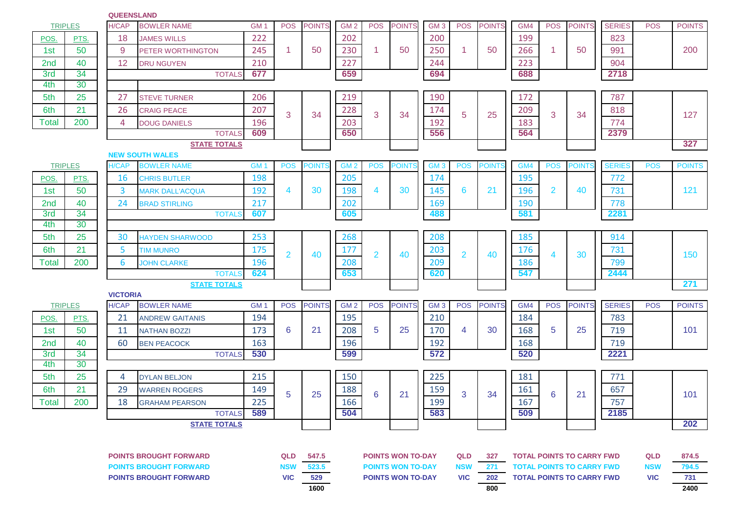## QUEENSLAND

| POS. | PTS. |
|---|---|
| 1st | 50 |
| 2nd | 40 |
| 3rd | 34 |
| 4th | 30 |
| 5th | 25 |
| 6th | 21 |
| Total | 200 |

| H/CAP | BOWLER NAME | GM 1 | POS | POINTS | GM 2 | POS | POINTS | GM 3 | POS | POINTS | GM4 | POS | POINTS | SERIES | POS | POINTS |
|---|---|---|---|---|---|---|---|---|---|---|---|---|---|---|---|---|
| 18 | JAMES WILLS | 222 | | | 202 | | | 200 | | | 199 | | | 823 | | |
| 9 | PETER WORTHINGTON | 245 | 1 | 50 | 230 | 1 | 50 | 250 | 1 | 50 | 266 | 1 | 50 | 991 | | 200 |
| 12 | DRU NGUYEN | 210 | | | 227 | | | 244 | | | 223 | | | 904 | | |
| | TOTALS | 677 | | | 659 | | | 694 | | | 688 | | | 2718 | | |
| 27 | STEVE TURNER | 206 | | | 219 | | | 190 | | | 172 | | | 787 | | |
| 26 | CRAIG PEACE | 207 | 3 | 34 | 228 | 3 | 34 | 174 | 5 | 25 | 209 | 3 | 34 | 818 | | 127 |
| 4 | DOUG DANIELS | 196 | | | 203 | | | 192 | | | 183 | | | 774 | | |
| | TOTALS | 609 | | | 650 | | | 556 | | | 564 | | | 2379 | | |
| | STATE TOTALS | | | | | | | | | | | | | | | 327 |

## NEW SOUTH WALES

| POS. | PTS. |
|---|---|
| 1st | 50 |
| 2nd | 40 |
| 3rd | 34 |
| 4th | 30 |
| 5th | 25 |
| 6th | 21 |
| Total | 200 |

| H/CAP | BOWLER NAME | GM 1 | POS | POINTS | GM 2 | POS | POINTS | GM 3 | POS | POINTS | GM4 | POS | POINTS | SERIES | POS | POINTS |
|---|---|---|---|---|---|---|---|---|---|---|---|---|---|---|---|---|
| 16 | CHRIS BUTLER | 198 | | | 205 | | | 174 | | | 195 | | | 772 | | |
| 3 | MARK DALL'ACQUA | 192 | 4 | 30 | 198 | 4 | 30 | 145 | 6 | 21 | 196 | 2 | 40 | 731 | | 121 |
| 24 | BRAD STIRLING | 217 | | | 202 | | | 169 | | | 190 | | | 778 | | |
| | TOTALS | 607 | | | 605 | | | 488 | | | 581 | | | 2281 | | |
| 30 | HAYDEN SHARWOOD | 253 | | | 268 | | | 208 | | | 185 | | | 914 | | |
| 5 | TIM MUNRO | 175 | 2 | 40 | 177 | 2 | 40 | 203 | 2 | 40 | 176 | 4 | 30 | 731 | | 150 |
| 6 | JOHN CLARKE | 196 | | | 208 | | | 209 | | | 186 | | | 799 | | |
| | TOTALS | 624 | | | 653 | | | 620 | | | 547 | | | 2444 | | |
| | STATE TOTALS | | | | | | | | | | | | | | | 271 |

## VICTORIA

| POS. | PTS. |
|---|---|
| 1st | 50 |
| 2nd | 40 |
| 3rd | 34 |
| 4th | 30 |
| 5th | 25 |
| 6th | 21 |
| Total | 200 |

| H/CAP | BOWLER NAME | GM 1 | POS | POINTS | GM 2 | POS | POINTS | GM 3 | POS | POINTS | GM4 | POS | POINTS | SERIES | POS | POINTS |
|---|---|---|---|---|---|---|---|---|---|---|---|---|---|---|---|---|
| 21 | ANDREW GAITANIS | 194 | | | 195 | | | 210 | | | 184 | | | 783 | | |
| 11 | NATHAN BOZZI | 173 | 6 | 21 | 208 | 5 | 25 | 170 | 4 | 30 | 168 | 5 | 25 | 719 | | 101 |
| 60 | BEN PEACOCK | 163 | | | 196 | | | 192 | | | 168 | | | 719 | | |
| | TOTALS | 530 | | | 599 | | | 572 | | | 520 | | | 2221 | | |
| 4 | DYLAN BELJON | 215 | | | 150 | | | 225 | | | 181 | | | 771 | | |
| 29 | WARREN ROGERS | 149 | 5 | 25 | 188 | 6 | 21 | 159 | 3 | 34 | 161 | 6 | 21 | 657 | | 101 |
| 18 | GRAHAM PEARSON | 225 | | | 166 | | | 199 | | | 167 | | | 757 | | |
| | TOTALS | 589 | | | 504 | | | 583 | | | 509 | | | 2185 | | |
| | STATE TOTALS | | | | | | | | | | | | | | | 202 |

| | | | | | | | |
|---|---|---|---|---|---|---|---|
| POINTS BROUGHT FORWARD | QLD | 547.5 | POINTS WON TO-DAY | QLD | 327 | TOTAL POINTS TO CARRY FWD | QLD | 874.5 |
| POINTS BROUGHT FORWARD | NSW | 523.5 | POINTS WON TO-DAY | NSW | 271 | TOTAL POINTS TO CARRY FWD | NSW | 794.5 |
| POINTS BROUGHT FORWARD | VIC | 529 | POINTS WON TO-DAY | VIC | 202 | TOTAL POINTS TO CARRY FWD | VIC | 731 |
| | | 1600 | | | 800 | | | 2400 |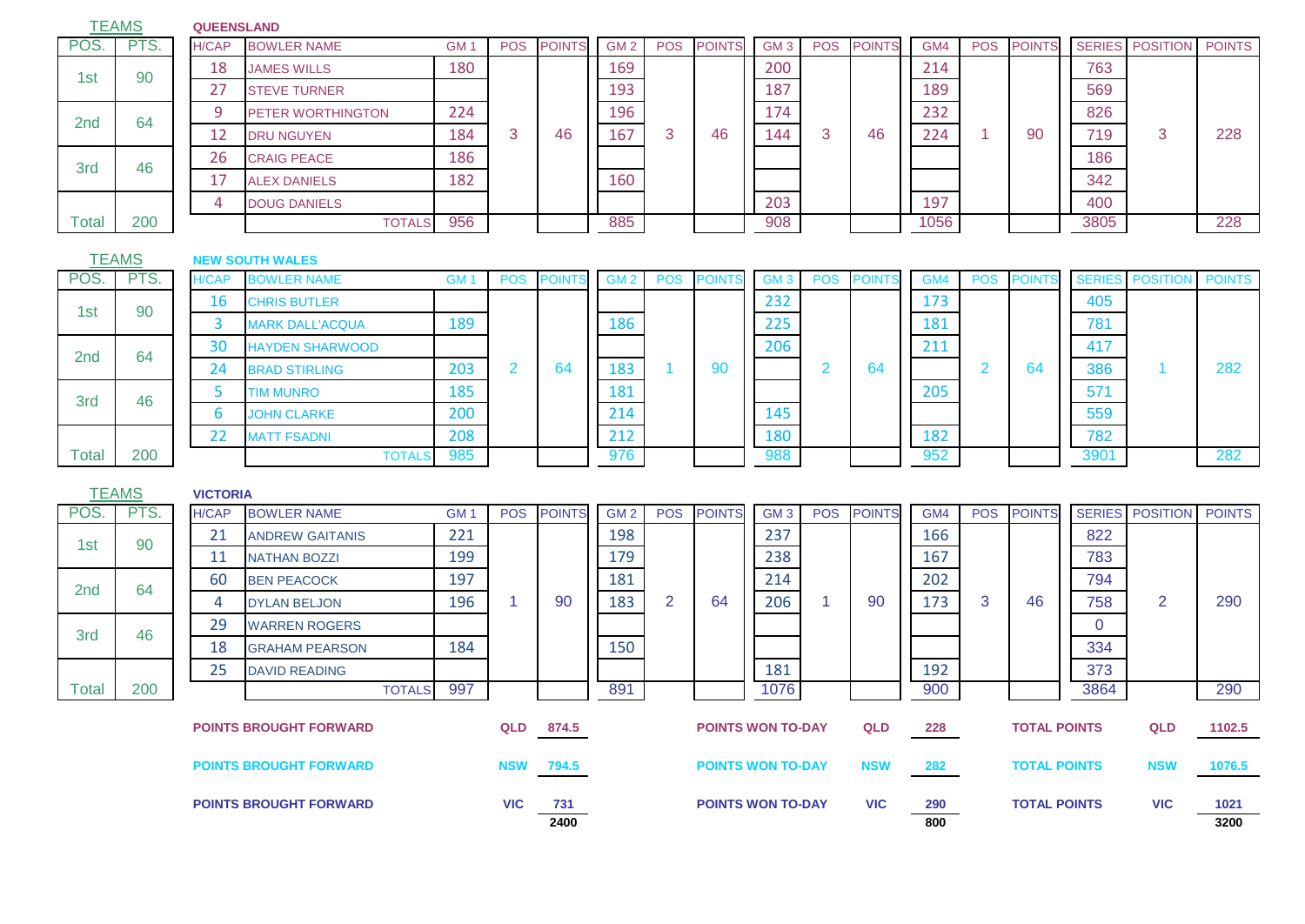| TEAMS | |
|---|---|
| POS. | PTS. |
| 1st | 90 |
| 2nd | 64 |
| 3rd | 46 |
| Total | 200 |

**QUEENSLAND**

| H/CAP | BOWLER NAME | GM 1 | POS | POINTS | GM 2 | POS | POINTS | GM 3 | POS | POINTS | GM4 | POS | POINTS | SERIES | POSITION | POINTS |
|---|---|---|---|---|---|---|---|---|---|---|---|---|---|---|---|---|
| 18 | JAMES WILLS | 180 | | | 169 | | | 200 | | | 214 | | | 763 | | |
| 27 | STEVE TURNER | | | | 193 | | | 187 | | | 189 | | | 569 | | |
| 9 | PETER WORTHINGTON | 224 | | | 196 | | | 174 | | | 232 | | | 826 | | |
| 12 | DRU NGUYEN | 184 | 3 | 46 | 167 | 3 | 46 | 144 | 3 | 46 | 224 | 1 | 90 | 719 | 3 | 228 |
| 26 | CRAIG PEACE | 186 | | | | | | | | | | | | 186 | | |
| 17 | ALEX DANIELS | 182 | | | 160 | | | | | | | | | 342 | | |
| 4 | DOUG DANIELS | | | | | | | 203 | | | 197 | | | 400 | | |
| | TOTALS | 956 | | | 885 | | | 908 | | | 1056 | | | 3805 | | 228 |

| TEAMS | |
|---|---|
| POS. | PTS. |
| 1st | 90 |
| 2nd | 64 |
| 3rd | 46 |
| Total | 200 |

**NEW SOUTH WALES**

| H/CAP | BOWLER NAME | GM 1 | POS | POINTS | GM 2 | POS | POINTS | GM 3 | POS | POINTS | GM4 | POS | POINTS | SERIES | POSITION | POINTS |
|---|---|---|---|---|---|---|---|---|---|---|---|---|---|---|---|---|
| 16 | CHRIS BUTLER | | | | | | | 232 | | | 173 | | | 405 | | |
| 3 | MARK DALL'ACQUA | 189 | | | 186 | | | 225 | | | 181 | | | 781 | | |
| 30 | HAYDEN SHARWOOD | | | | | | | 206 | | | 211 | | | 417 | | |
| 24 | BRAD STIRLING | 203 | 2 | 64 | 183 | 1 | 90 | | 2 | 64 | | 2 | 64 | 386 | 1 | 282 |
| 5 | TIM MUNRO | 185 | | | 181 | | | | | | 205 | | | 571 | | |
| 6 | JOHN CLARKE | 200 | | | 214 | | | 145 | | | | | | 559 | | |
| 22 | MATT FSADNI | 208 | | | 212 | | | 180 | | | 182 | | | 782 | | |
| | TOTALS | 985 | | | 976 | | | 988 | | | 952 | | | 3901 | | 282 |

| TEAMS | |
|---|---|
| POS. | PTS. |
| 1st | 90 |
| 2nd | 64 |
| 3rd | 46 |
| Total | 200 |

**VICTORIA**

| H/CAP | BOWLER NAME | GM 1 | POS | POINTS | GM 2 | POS | POINTS | GM 3 | POS | POINTS | GM4 | POS | POINTS | SERIES | POSITION | POINTS |
|---|---|---|---|---|---|---|---|---|---|---|---|---|---|---|---|---|
| 21 | ANDREW GAITANIS | 221 | | | 198 | | | 237 | | | 166 | | | 822 | | |
| 11 | NATHAN BOZZI | 199 | | | 179 | | | 238 | | | 167 | | | 783 | | |
| 60 | BEN PEACOCK | 197 | | | 181 | | | 214 | | | 202 | | | 794 | | |
| 4 | DYLAN BELJON | 196 | 1 | 90 | 183 | 2 | 64 | 206 | 1 | 90 | 173 | 3 | 46 | 758 | 2 | 290 |
| 29 | WARREN ROGERS | | | | | | | | | | | | | 0 | | |
| 18 | GRAHAM PEARSON | 184 | | | 150 | | | | | | | | | 334 | | |
| 25 | DAVID READING | | | | | | | 181 | | | 192 | | | 373 | | |
| | TOTALS | 997 | | | 891 | | | 1076 | | | 900 | | | 3864 | | 290 |

| | | | | | | | | |
|---|---|---|---|---|---|---|---|---|
| **POINTS BROUGHT FORWARD** | **QLD** | **874.5** | **POINTS WON TO-DAY** | **QLD** | **228** | **TOTAL POINTS** | **QLD** | **1102.5** |
| **POINTS BROUGHT FORWARD** | **NSW** | **794.5** | **POINTS WON TO-DAY** | **NSW** | **282** | **TOTAL POINTS** | **NSW** | **1076.5** |
| **POINTS BROUGHT FORWARD** | **VIC** | **731** | **POINTS WON TO-DAY** | **VIC** | **290** | **TOTAL POINTS** | **VIC** | **1021** |
| | | **2400** | | | **800** | | | **3200** |